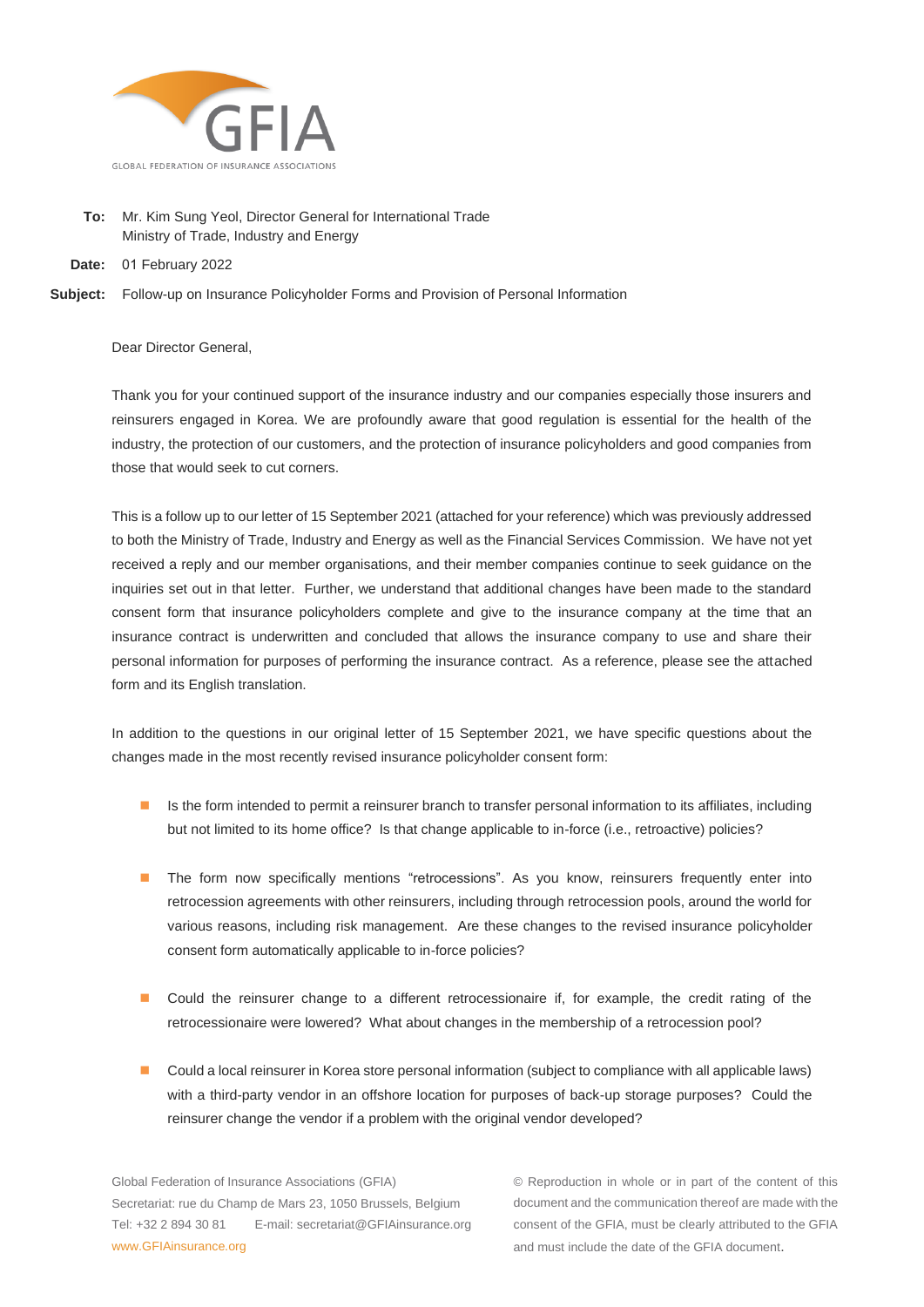GFIA

GLOBAL FEDERATION OF INSURANCE ASSOCIATIONS

**To:** Mr. Kim Sung Yeol, Director General for International Trade
Ministry of Trade, Industry and Energy

**Date:** 01 February 2022

**Subject:** Follow-up on Insurance Policyholder Forms and Provision of Personal Information

Dear Director General,

Thank you for your continued support of the insurance industry and our companies especially those insurers and reinsurers engaged in Korea. We are profoundly aware that good regulation is essential for the health of the industry, the protection of our customers, and the protection of insurance policyholders and good companies from those that would seek to cut corners.

This is a follow up to our letter of 15 September 2021 (attached for your reference) which was previously addressed to both the Ministry of Trade, Industry and Energy as well as the Financial Services Commission. We have not yet received a reply and our member organisations, and their member companies continue to seek guidance on the inquiries set out in that letter. Further, we understand that additional changes have been made to the standard consent form that insurance policyholders complete and give to the insurance company at the time that an insurance contract is underwritten and concluded that allows the insurance company to use and share their personal information for purposes of performing the insurance contract. As a reference, please see the attached form and its English translation.

In addition to the questions in our original letter of 15 September 2021, we have specific questions about the changes made in the most recently revised insurance policyholder consent form:

- Is the form intended to permit a reinsurer branch to transfer personal information to its affiliates, including but not limited to its home office? Is that change applicable to in-force (i.e., retroactive) policies?
- The form now specifically mentions "retrocessions". As you know, reinsurers frequently enter into retrocession agreements with other reinsurers, including through retrocession pools, around the world for various reasons, including risk management. Are these changes to the revised insurance policyholder consent form automatically applicable to in-force policies?
- Could the reinsurer change to a different retrocessionaire if, for example, the credit rating of the retrocessionaire were lowered? What about changes in the membership of a retrocession pool?
- Could a local reinsurer in Korea store personal information (subject to compliance with all applicable laws) with a third-party vendor in an offshore location for purposes of back-up storage purposes? Could the reinsurer change the vendor if a problem with the original vendor developed?

Global Federation of Insurance Associations (GFIA)
Secretariat: rue du Champ de Mars 23, 1050 Brussels, Belgium
Tel: +32 2 894 30 81 E-mail: secretariat@GFIAinsurance.org
www.GFIAinsurance.org

© Reproduction in whole or in part of the content of this document and the communication thereof are made with the consent of the GFIA, must be clearly attributed to the GFIA and must include the date of the GFIA document.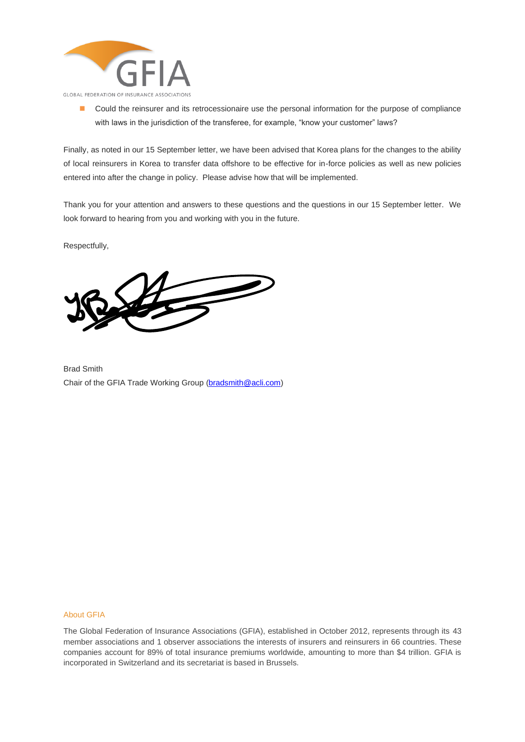- Could the reinsurer and its retrocessionaire use the personal information for the purpose of compliance with laws in the jurisdiction of the transferee, for example, "know your customer" laws?

Finally, as noted in our 15 September letter, we have been advised that Korea plans for the changes to the ability of local reinsurers in Korea to transfer data offshore to be effective for in-force policies as well as new policies entered into after the change in policy. Please advise how that will be implemented.

Thank you for your attention and answers to these questions and the questions in our 15 September letter. We look forward to hearing from you and working with you in the future.

Respectfully,

Brad Smith
Chair of the GFIA Trade Working Group (bradsmith@acli.com)

## About GFIA

The Global Federation of Insurance Associations (GFIA), established in October 2012, represents through its 43 member associations and 1 observer associations the interests of insurers and reinsurers in 66 countries. These companies account for 89% of total insurance premiums worldwide, amounting to more than $4 trillion. GFIA is incorporated in Switzerland and its secretariat is based in Brussels.